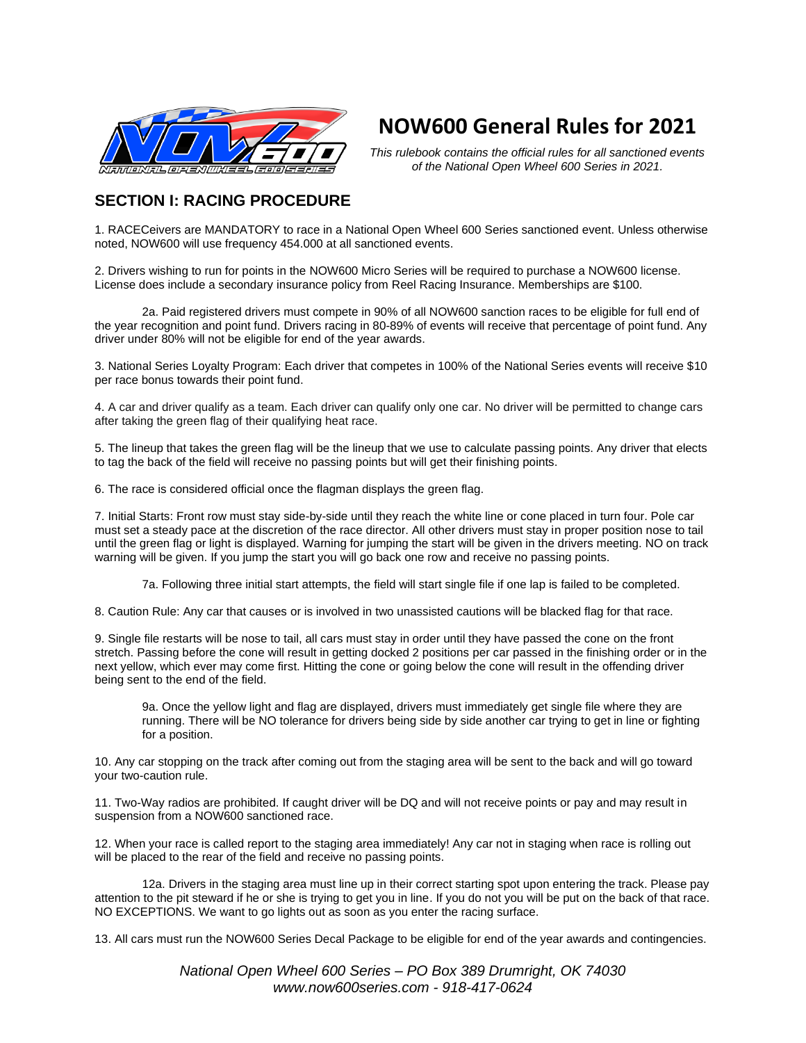# NOW600 General Rules for 2021

*This rulebook contains the official rules for all sanctioned events of the National Open Wheel 600 Series in 2021.*

## SECTION I: RACING PROCEDURE

1. RACECeivers are MANDATORY to race in a National Open Wheel 600 Series sanctioned event. Unless otherwise noted, NOW600 will use frequency 454.000 at all sanctioned events.

2. Drivers wishing to run for points in the NOW600 Micro Series will be required to purchase a NOW600 license. License does include a secondary insurance policy from Reel Racing Insurance. Memberships are $100.

   2a. Paid registered drivers must compete in 90% of all NOW600 sanction races to be eligible for full end of the year recognition and point fund. Drivers racing in 80-89% of events will receive that percentage of point fund. Any driver under 80% will not be eligible for end of the year awards.

3. National Series Loyalty Program: Each driver that competes in 100% of the National Series events will receive $10 per race bonus towards their point fund.

4. A car and driver qualify as a team. Each driver can qualify only one car. No driver will be permitted to change cars after taking the green flag of their qualifying heat race.

5. The lineup that takes the green flag will be the lineup that we use to calculate passing points. Any driver that elects to tag the back of the field will receive no passing points but will get their finishing points.

6. The race is considered official once the flagman displays the green flag.

7. Initial Starts: Front row must stay side-by-side until they reach the white line or cone placed in turn four. Pole car must set a steady pace at the discretion of the race director. All other drivers must stay in proper position nose to tail until the green flag or light is displayed. Warning for jumping the start will be given in the drivers meeting. NO on track warning will be given. If you jump the start you will go back one row and receive no passing points.

   7a. Following three initial start attempts, the field will start single file if one lap is failed to be completed.

8. Caution Rule: Any car that causes or is involved in two unassisted cautions will be blacked flag for that race.

9. Single file restarts will be nose to tail, all cars must stay in order until they have passed the cone on the front stretch. Passing before the cone will result in getting docked 2 positions per car passed in the finishing order or in the next yellow, which ever may come first. Hitting the cone or going below the cone will result in the offending driver being sent to the end of the field.

   9a. Once the yellow light and flag are displayed, drivers must immediately get single file where they are running. There will be NO tolerance for drivers being side by side another car trying to get in line or fighting for a position.

10. Any car stopping on the track after coming out from the staging area will be sent to the back and will go toward your two-caution rule.

11. Two-Way radios are prohibited. If caught driver will be DQ and will not receive points or pay and may result in suspension from a NOW600 sanctioned race.

12. When your race is called report to the staging area immediately! Any car not in staging when race is rolling out will be placed to the rear of the field and receive no passing points.

   12a. Drivers in the staging area must line up in their correct starting spot upon entering the track. Please pay attention to the pit steward if he or she is trying to get you in line. If you do not you will be put on the back of that race. NO EXCEPTIONS. We want to go lights out as soon as you enter the racing surface.

13. All cars must run the NOW600 Series Decal Package to be eligible for end of the year awards and contingencies.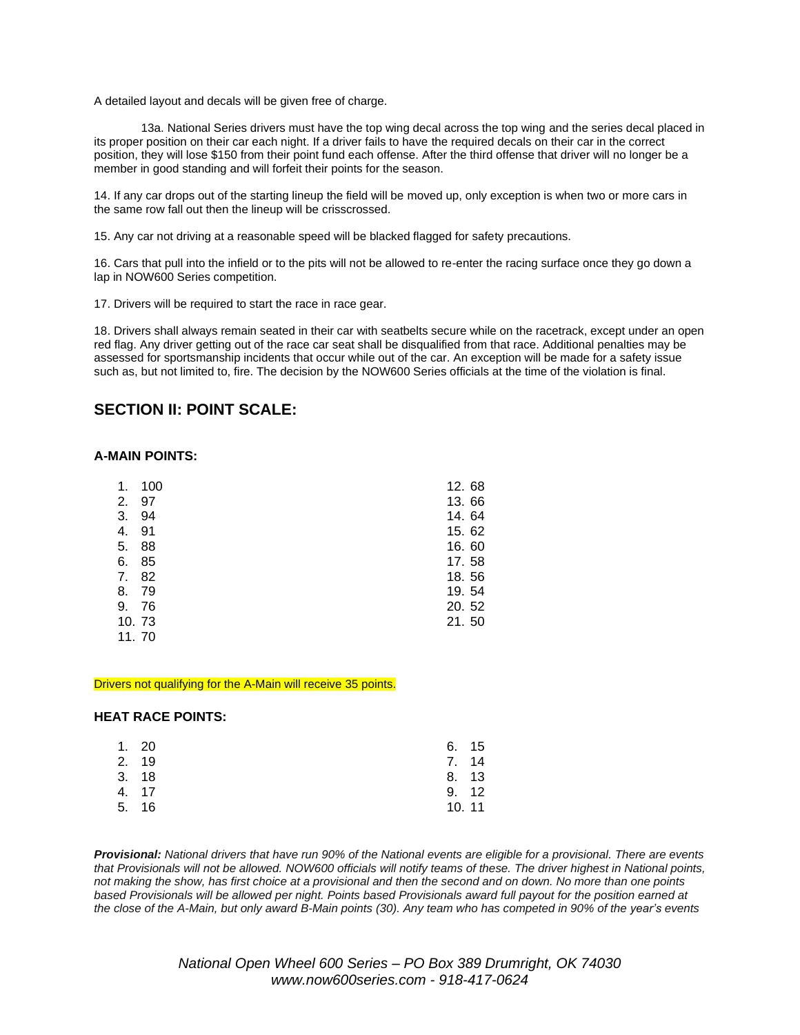A detailed layout and decals will be given free of charge.

13a. National Series drivers must have the top wing decal across the top wing and the series decal placed in its proper position on their car each night. If a driver fails to have the required decals on their car in the correct position, they will lose $150 from their point fund each offense. After the third offense that driver will no longer be a member in good standing and will forfeit their points for the season.

14. If any car drops out of the starting lineup the field will be moved up, only exception is when two or more cars in the same row fall out then the lineup will be crisscrossed.

15. Any car not driving at a reasonable speed will be blacked flagged for safety precautions.

16. Cars that pull into the infield or to the pits will not be allowed to re-enter the racing surface once they go down a lap in NOW600 Series competition.

17. Drivers will be required to start the race in race gear.

18. Drivers shall always remain seated in their car with seatbelts secure while on the racetrack, except under an open red flag. Any driver getting out of the race car seat shall be disqualified from that race. Additional penalties may be assessed for sportsmanship incidents that occur while out of the car. An exception will be made for a safety issue such as, but not limited to, fire. The decision by the NOW600 Series officials at the time of the violation is final.

## SECTION II: POINT SCALE:

### A-MAIN POINTS:

1. 100
2. 97
3. 94
4. 91
5. 88
6. 85
7. 82
8. 79
9. 76
10. 73
11. 70
12. 68
13. 66
14. 64
15. 62
16. 60
17. 58
18. 56
19. 54
20. 52
21. 50

Drivers not qualifying for the A-Main will receive 35 points.

### HEAT RACE POINTS:

1. 20
2. 19
3. 18
4. 17
5. 16
6. 15
7. 14
8. 13
9. 12
10. 11

***Provisional:*** *National drivers that have run 90% of the National events are eligible for a provisional. There are events that Provisionals will not be allowed. NOW600 officials will notify teams of these. The driver highest in National points, not making the show, has first choice at a provisional and then the second and on down. No more than one points based Provisionals will be allowed per night. Points based Provisionals award full payout for the position earned at the close of the A-Main, but only award B-Main points (30). Any team who has competed in 90% of the year's events*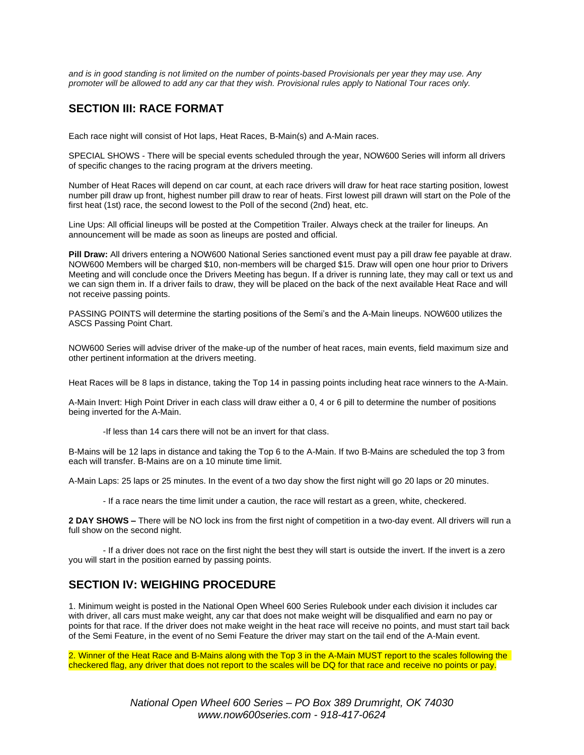*and is in good standing is not limited on the number of points-based Provisionals per year they may use. Any promoter will be allowed to add any car that they wish. Provisional rules apply to National Tour races only.*

## SECTION III: RACE FORMAT

Each race night will consist of Hot laps, Heat Races, B-Main(s) and A-Main races.

SPECIAL SHOWS - There will be special events scheduled through the year, NOW600 Series will inform all drivers of specific changes to the racing program at the drivers meeting.

Number of Heat Races will depend on car count, at each race drivers will draw for heat race starting position, lowest number pill draw up front, highest number pill draw to rear of heats. First lowest pill drawn will start on the Pole of the first heat (1st) race, the second lowest to the Poll of the second (2nd) heat, etc.

Line Ups: All official lineups will be posted at the Competition Trailer. Always check at the trailer for lineups. An announcement will be made as soon as lineups are posted and official.

**Pill Draw:** All drivers entering a NOW600 National Series sanctioned event must pay a pill draw fee payable at draw. NOW600 Members will be charged $10, non-members will be charged $15. Draw will open one hour prior to Drivers Meeting and will conclude once the Drivers Meeting has begun. If a driver is running late, they may call or text us and we can sign them in. If a driver fails to draw, they will be placed on the back of the next available Heat Race and will not receive passing points.

PASSING POINTS will determine the starting positions of the Semi's and the A-Main lineups. NOW600 utilizes the ASCS Passing Point Chart.

NOW600 Series will advise driver of the make-up of the number of heat races, main events, field maximum size and other pertinent information at the drivers meeting.

Heat Races will be 8 laps in distance, taking the Top 14 in passing points including heat race winners to the A-Main.

A-Main Invert: High Point Driver in each class will draw either a 0, 4 or 6 pill to determine the number of positions being inverted for the A-Main.

-If less than 14 cars there will not be an invert for that class.

B-Mains will be 12 laps in distance and taking the Top 6 to the A-Main. If two B-Mains are scheduled the top 3 from each will transfer. B-Mains are on a 10 minute time limit.

A-Main Laps: 25 laps or 25 minutes. In the event of a two day show the first night will go 20 laps or 20 minutes.

- If a race nears the time limit under a caution, the race will restart as a green, white, checkered.

**2 DAY SHOWS –** There will be NO lock ins from the first night of competition in a two-day event. All drivers will run a full show on the second night.

- If a driver does not race on the first night the best they will start is outside the invert. If the invert is a zero you will start in the position earned by passing points.

## SECTION IV: WEIGHING PROCEDURE

1. Minimum weight is posted in the National Open Wheel 600 Series Rulebook under each division it includes car with driver, all cars must make weight, any car that does not make weight will be disqualified and earn no pay or points for that race. If the driver does not make weight in the heat race will receive no points, and must start tail back of the Semi Feature, in the event of no Semi Feature the driver may start on the tail end of the A-Main event.

2. Winner of the Heat Race and B-Mains along with the Top 3 in the A-Main MUST report to the scales following the checkered flag, any driver that does not report to the scales will be DQ for that race and receive no points or pay.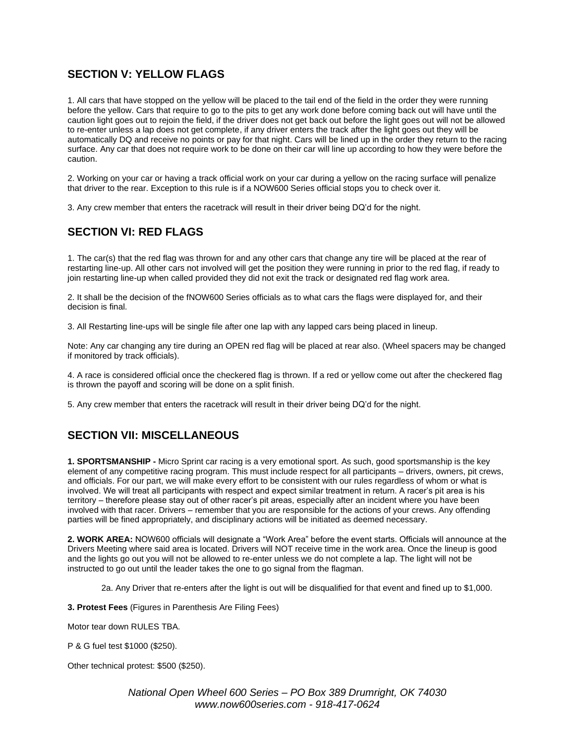## SECTION V: YELLOW FLAGS

1. All cars that have stopped on the yellow will be placed to the tail end of the field in the order they were running before the yellow. Cars that require to go to the pits to get any work done before coming back out will have until the caution light goes out to rejoin the field, if the driver does not get back out before the light goes out will not be allowed to re-enter unless a lap does not get complete, if any driver enters the track after the light goes out they will be automatically DQ and receive no points or pay for that night. Cars will be lined up in the order they return to the racing surface. Any car that does not require work to be done on their car will line up according to how they were before the caution.

2. Working on your car or having a track official work on your car during a yellow on the racing surface will penalize that driver to the rear. Exception to this rule is if a NOW600 Series official stops you to check over it.

3. Any crew member that enters the racetrack will result in their driver being DQ'd for the night.

## SECTION VI: RED FLAGS

1. The car(s) that the red flag was thrown for and any other cars that change any tire will be placed at the rear of restarting line-up. All other cars not involved will get the position they were running in prior to the red flag, if ready to join restarting line-up when called provided they did not exit the track or designated red flag work area.

2. It shall be the decision of the fNOW600 Series officials as to what cars the flags were displayed for, and their decision is final.

3. All Restarting line-ups will be single file after one lap with any lapped cars being placed in lineup.

Note: Any car changing any tire during an OPEN red flag will be placed at rear also. (Wheel spacers may be changed if monitored by track officials).

4. A race is considered official once the checkered flag is thrown. If a red or yellow come out after the checkered flag is thrown the payoff and scoring will be done on a split finish.

5. Any crew member that enters the racetrack will result in their driver being DQ'd for the night.

## SECTION VII: MISCELLANEOUS

**1. SPORTSMANSHIP -** Micro Sprint car racing is a very emotional sport. As such, good sportsmanship is the key element of any competitive racing program. This must include respect for all participants – drivers, owners, pit crews, and officials. For our part, we will make every effort to be consistent with our rules regardless of whom or what is involved. We will treat all participants with respect and expect similar treatment in return. A racer's pit area is his territory – therefore please stay out of other racer's pit areas, especially after an incident where you have been involved with that racer. Drivers – remember that you are responsible for the actions of your crews. Any offending parties will be fined appropriately, and disciplinary actions will be initiated as deemed necessary.

**2. WORK AREA:** NOW600 officials will designate a "Work Area" before the event starts. Officials will announce at the Drivers Meeting where said area is located. Drivers will NOT receive time in the work area. Once the lineup is good and the lights go out you will not be allowed to re-enter unless we do not complete a lap. The light will not be instructed to go out until the leader takes the one to go signal from the flagman.

2a. Any Driver that re-enters after the light is out will be disqualified for that event and fined up to $1,000.

**3. Protest Fees** (Figures in Parenthesis Are Filing Fees)

Motor tear down RULES TBA.

P & G fuel test $1000 ($250).

Other technical protest: $500 ($250).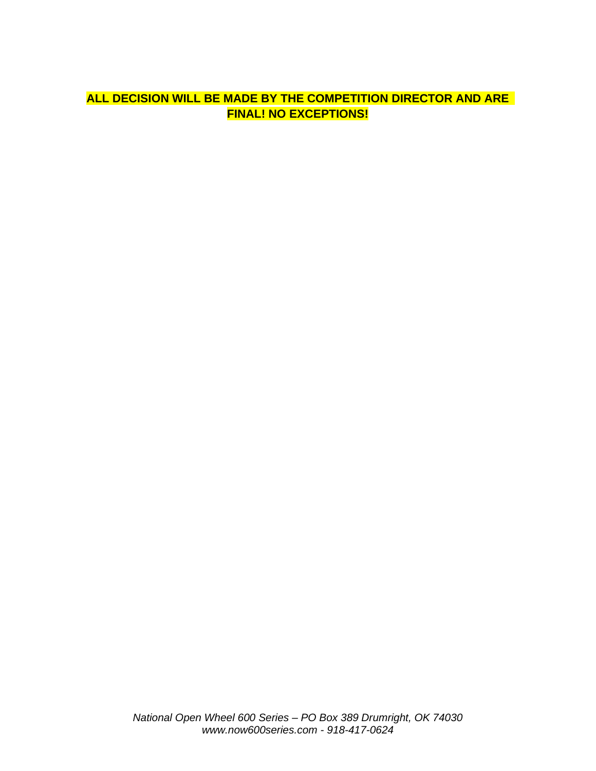**ALL DECISION WILL BE MADE BY THE COMPETITION DIRECTOR AND ARE FINAL! NO EXCEPTIONS!**